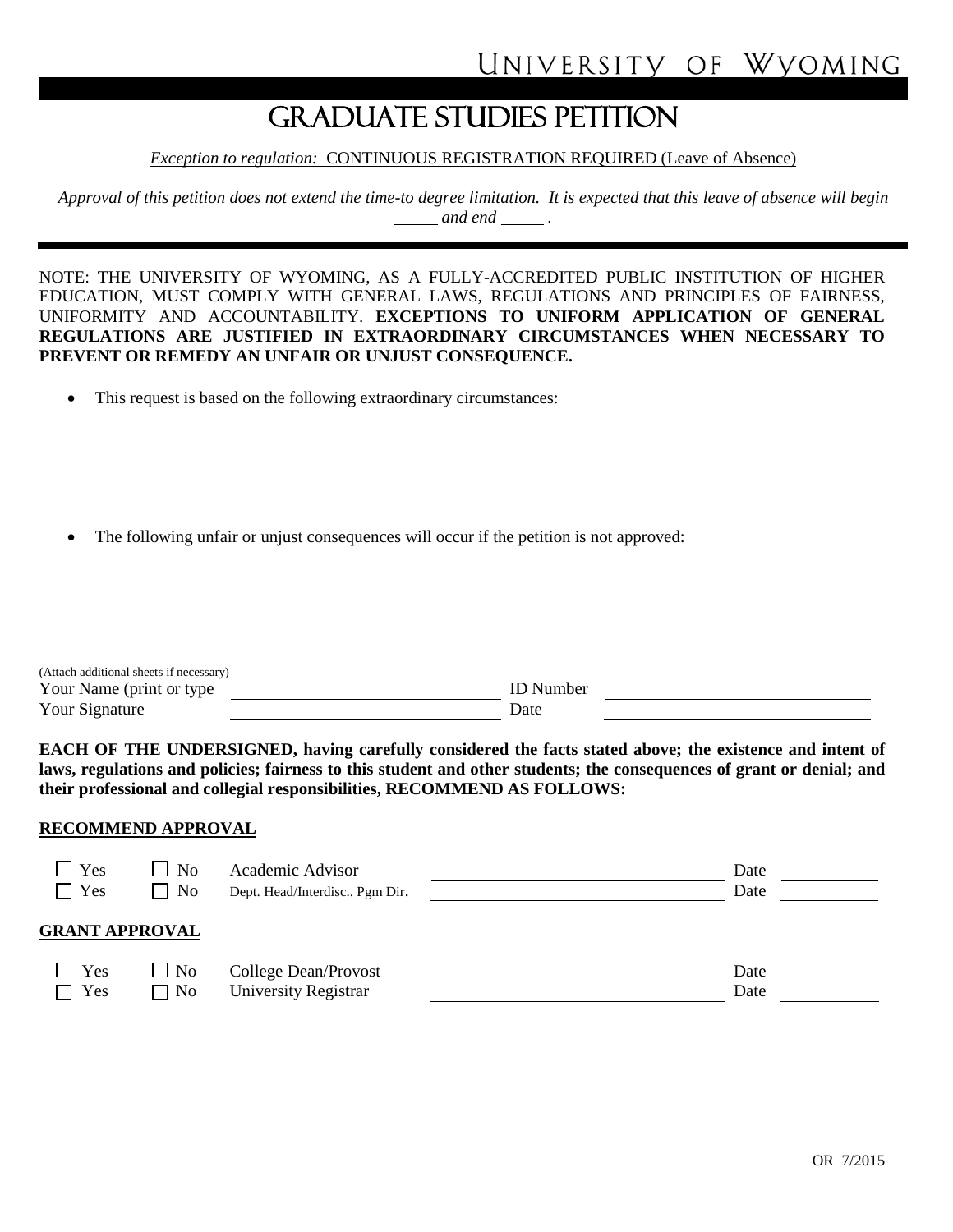UNIVERSITY OF WYOMING

# GRADUATE STUDIES PETITION

*Exception to regulation:* CONTINUOUS REGISTRATION REQUIRED (Leave of Absence)

*Approval of this petition does not extend the time-to degree limitation. It is expected that this leave of absence will begin \_\_\_\_\_ and end \_\_\_\_\_ .*

NOTE: THE UNIVERSITY OF WYOMING, AS A FULLY-ACCREDITED PUBLIC INSTITUTION OF HIGHER EDUCATION, MUST COMPLY WITH GENERAL LAWS, REGULATIONS AND PRINCIPLES OF FAIRNESS, UNIFORMITY AND ACCOUNTABILITY. **EXCEPTIONS TO UNIFORM APPLICATION OF GENERAL REGULATIONS ARE JUSTIFIED IN EXTRAORDINARY CIRCUMSTANCES WHEN NECESSARY TO PREVENT OR REMEDY AN UNFAIR OR UNJUST CONSEQUENCE.**

- This request is based on the following extraordinary circumstances:

- The following unfair or unjust consequences will occur if the petition is not approved:

(Attach additional sheets if necessary)

Your Name (print or type \_\_\_\_\_\_\_\_\_\_\_\_\_\_\_\_\_\_\_\_ ID Number \_\_\_\_\_\_\_\_\_\_\_\_\_\_\_\_\_\_\_\_

Your Signature \_\_\_\_\_\_\_\_\_\_\_\_\_\_\_\_\_\_\_\_ Date \_\_\_\_\_\_\_\_\_\_\_\_\_\_\_\_\_\_\_\_

**EACH OF THE UNDERSIGNED, having carefully considered the facts stated above; the existence and intent of laws, regulations and policies; fairness to this student and other students; the consequences of grant or denial; and their professional and collegial responsibilities, RECOMMEND AS FOLLOWS:**

**RECOMMEND APPROVAL**

☐ Yes ☐ No Academic Advisor \_\_\_\_\_\_\_\_\_\_\_\_\_\_\_\_\_\_\_\_ Date \_\_\_\_\_\_\_\_

☐ Yes ☐ No Dept. Head/Interdisc.. Pgm Dir. \_\_\_\_\_\_\_\_\_\_\_\_\_\_\_\_\_\_\_\_ Date \_\_\_\_\_\_\_\_

**GRANT APPROVAL**

☐ Yes ☐ No College Dean/Provost \_\_\_\_\_\_\_\_\_\_\_\_\_\_\_\_\_\_\_\_ Date \_\_\_\_\_\_\_\_

☐ Yes ☐ No University Registrar \_\_\_\_\_\_\_\_\_\_\_\_\_\_\_\_\_\_\_\_ Date \_\_\_\_\_\_\_\_

OR 7/2015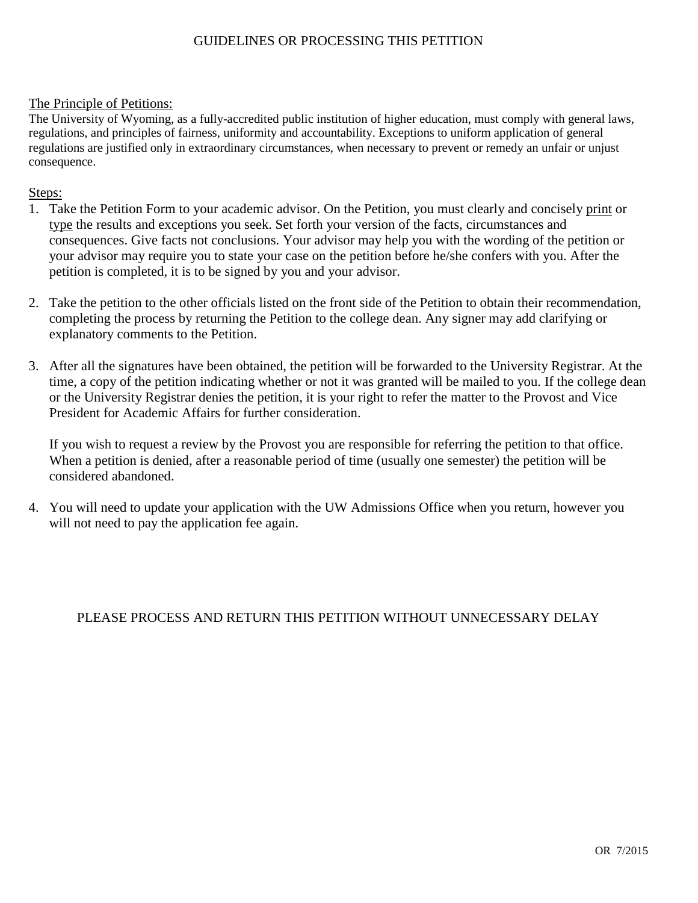# GUIDELINES OR PROCESSING THIS PETITION

The Principle of Petitions:

The University of Wyoming, as a fully-accredited public institution of higher education, must comply with general laws, regulations, and principles of fairness, uniformity and accountability. Exceptions to uniform application of general regulations are justified only in extraordinary circumstances, when necessary to prevent or remedy an unfair or unjust consequence.

Steps:

1. Take the Petition Form to your academic advisor. On the Petition, you must clearly and concisely print or type the results and exceptions you seek. Set forth your version of the facts, circumstances and consequences. Give facts not conclusions. Your advisor may help you with the wording of the petition or your advisor may require you to state your case on the petition before he/she confers with you. After the petition is completed, it is to be signed by you and your advisor.

2. Take the petition to the other officials listed on the front side of the Petition to obtain their recommendation, completing the process by returning the Petition to the college dean. Any signer may add clarifying or explanatory comments to the Petition.

3. After all the signatures have been obtained, the petition will be forwarded to the University Registrar. At the time, a copy of the petition indicating whether or not it was granted will be mailed to you. If the college dean or the University Registrar denies the petition, it is your right to refer the matter to the Provost and Vice President for Academic Affairs for further consideration.

   If you wish to request a review by the Provost you are responsible for referring the petition to that office. When a petition is denied, after a reasonable period of time (usually one semester) the petition will be considered abandoned.

4. You will need to update your application with the UW Admissions Office when you return, however you will not need to pay the application fee again.

PLEASE PROCESS AND RETURN THIS PETITION WITHOUT UNNECESSARY DELAY

OR 7/2015